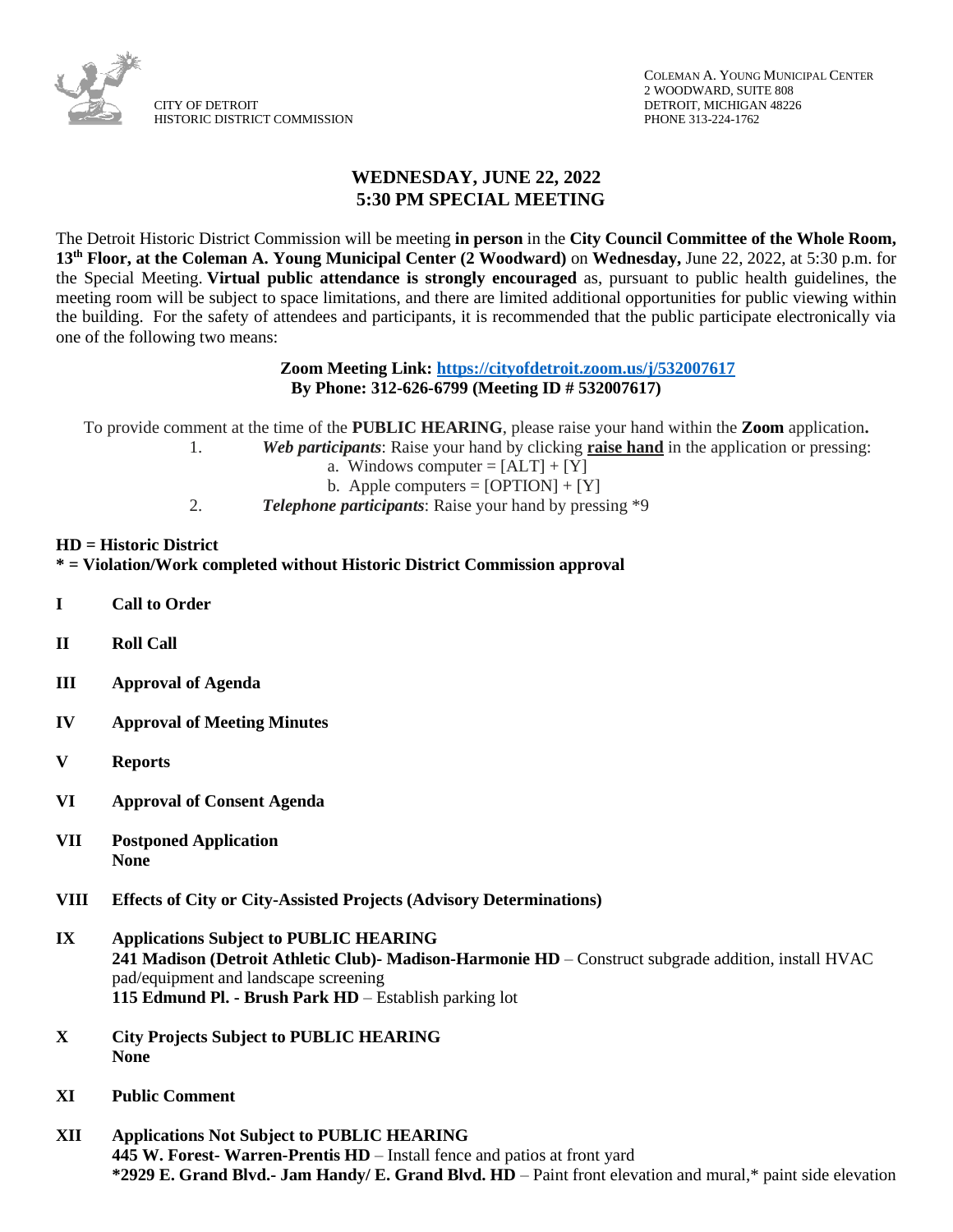CITY OF DETROIT
HISTORIC DISTRICT COMMISSION

COLEMAN A. YOUNG MUNICIPAL CENTER
2 WOODWARD, SUITE 808
DETROIT, MICHIGAN 48226
PHONE 313-224-1762

# WEDNESDAY, JUNE 22, 2022
# 5:30 PM SPECIAL MEETING

The Detroit Historic District Commission will be meeting **in person** in the **City Council Committee of the Whole Room, 13th Floor, at the Coleman A. Young Municipal Center (2 Woodward)** on **Wednesday,** June 22, 2022, at 5:30 p.m. for the Special Meeting. **Virtual public attendance is strongly encouraged** as, pursuant to public health guidelines, the meeting room will be subject to space limitations, and there are limited additional opportunities for public viewing within the building. For the safety of attendees and participants, it is recommended that the public participate electronically via one of the following two means:

**Zoom Meeting Link: [https://cityofdetroit.zoom.us/j/532007617](https://cityofdetroit.zoom.us/j/532007617)**
**By Phone: 312-626-6799 (Meeting ID # 532007617)**

To provide comment at the time of the **PUBLIC HEARING**, please raise your hand within the **Zoom** application**.**

1. ***Web participants***: Raise your hand by clicking **raise hand** in the application or pressing:
   a. Windows computer = [ALT] + [Y]
   b. Apple computers = [OPTION] + [Y]
2. ***Telephone participants***: Raise your hand by pressing *9

**HD = Historic District**
**\* = Violation/Work completed without Historic District Commission approval**

**I Call to Order**

**II Roll Call**

**III Approval of Agenda**

**IV Approval of Meeting Minutes**

**V Reports**

**VI Approval of Consent Agenda**

**VII Postponed Application**
**None**

**VIII Effects of City or City-Assisted Projects (Advisory Determinations)**

**IX Applications Subject to PUBLIC HEARING**
**241 Madison (Detroit Athletic Club)- Madison-Harmonie HD** – Construct subgrade addition, install HVAC pad/equipment and landscape screening
**115 Edmund Pl. - Brush Park HD** – Establish parking lot

**X City Projects Subject to PUBLIC HEARING**
**None**

**XI Public Comment**

**XII Applications Not Subject to PUBLIC HEARING**
**445 W. Forest- Warren-Prentis HD** – Install fence and patios at front yard
**\*2929 E. Grand Blvd.- Jam Handy/ E. Grand Blvd. HD** – Paint front elevation and mural,* paint side elevation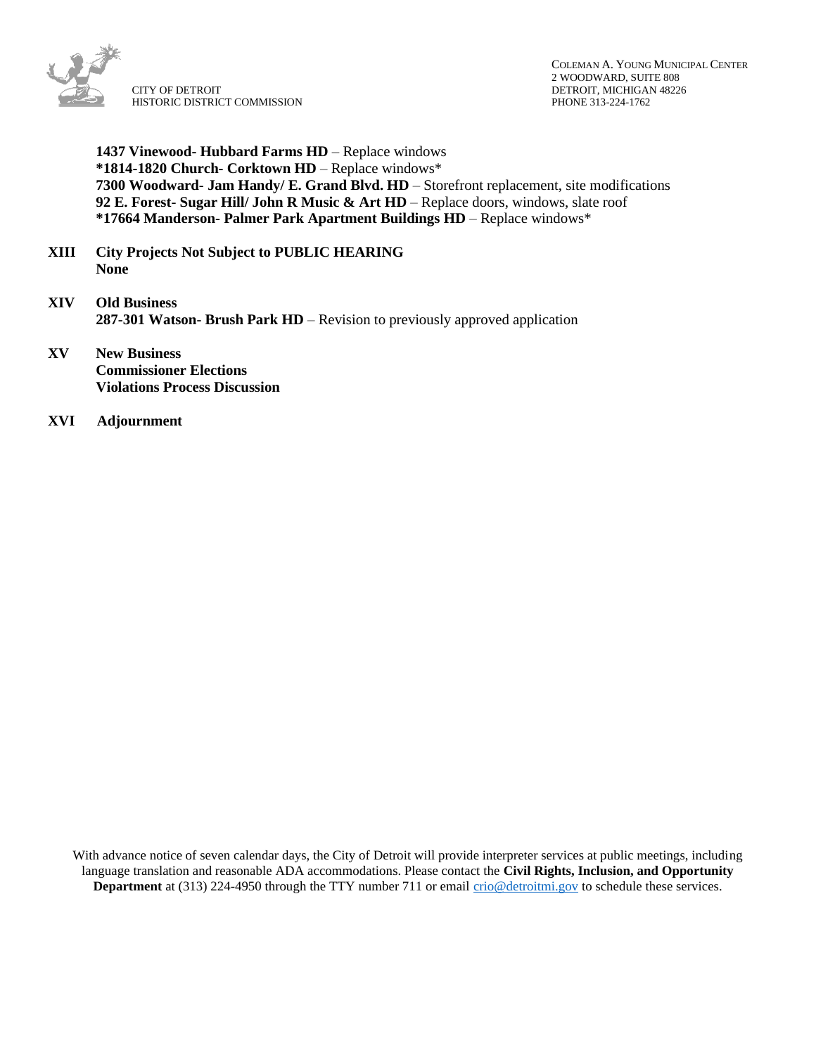**1437 Vinewood- Hubbard Farms HD** – Replace windows
***1814-1820 Church- Corktown HD** – Replace windows*
**7300 Woodward- Jam Handy/ E. Grand Blvd. HD** – Storefront replacement, site modifications
**92 E. Forest- Sugar Hill/ John R Music & Art HD** – Replace doors, windows, slate roof
***17664 Manderson- Palmer Park Apartment Buildings HD** – Replace windows*

**XIII City Projects Not Subject to PUBLIC HEARING**
**None**

**XIV Old Business**
**287-301 Watson- Brush Park HD** – Revision to previously approved application

**XV New Business**
**Commissioner Elections**
**Violations Process Discussion**

**XVI Adjournment**

With advance notice of seven calendar days, the City of Detroit will provide interpreter services at public meetings, including language translation and reasonable ADA accommodations. Please contact the **Civil Rights, Inclusion, and Opportunity Department** at (313) 224-4950 through the TTY number 711 or email crio@detroitmi.gov to schedule these services.